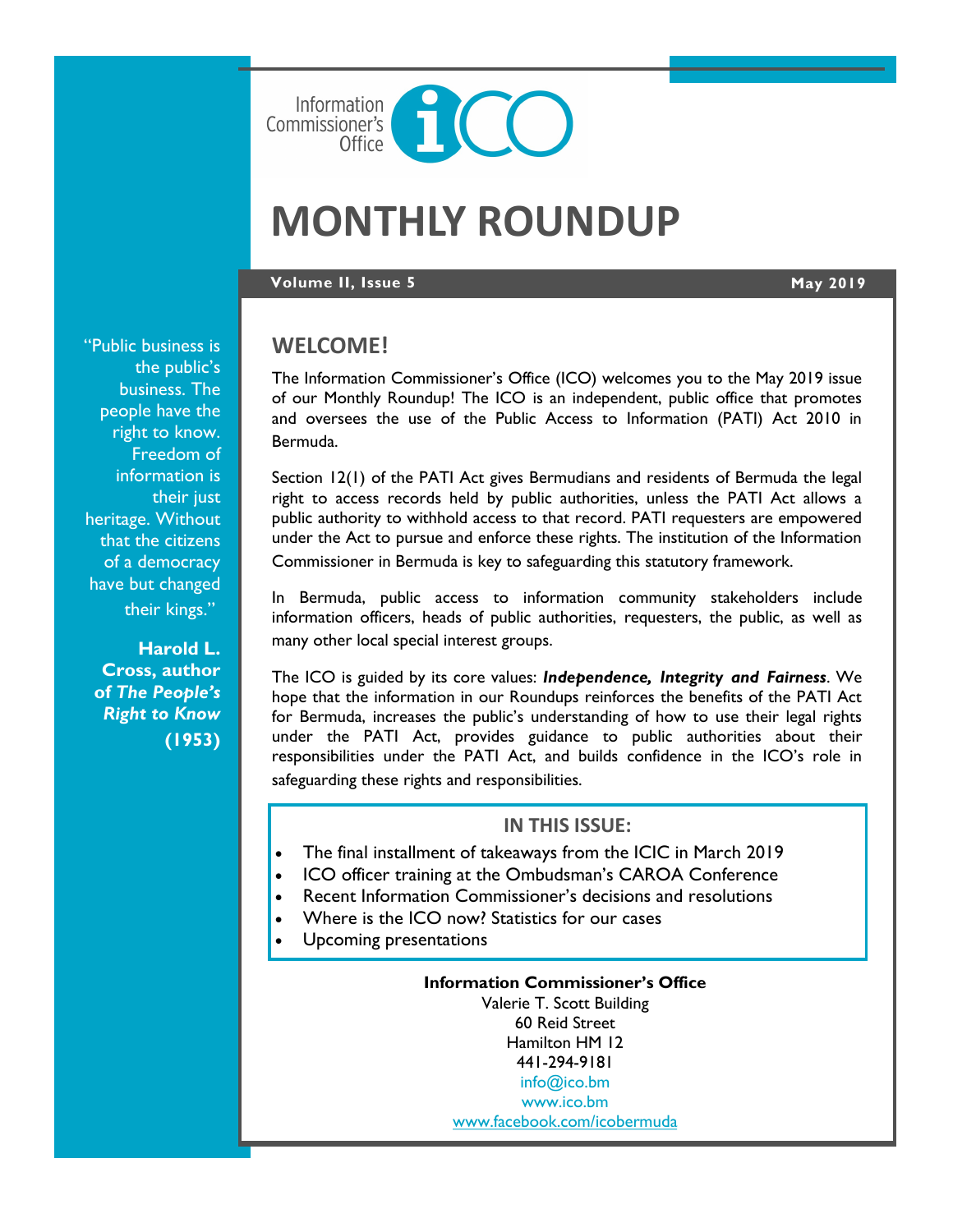Information Commissioner's Office

# MONTHLY ROUNDUP

**Volume II, Issue 5** **May 2019**

"Public business is the public's business. The people have the right to know. Freedom of information is their just heritage. Without that the citizens of a democracy have but changed their kings."

**Harold L. Cross, author of *The People's Right to Know* (1953)**

## WELCOME!

The Information Commissioner's Office (ICO) welcomes you to the May 2019 issue of our Monthly Roundup! The ICO is an independent, public office that promotes and oversees the use of the Public Access to Information (PATI) Act 2010 in Bermuda.

Section 12(1) of the PATI Act gives Bermudians and residents of Bermuda the legal right to access records held by public authorities, unless the PATI Act allows a public authority to withhold access to that record. PATI requesters are empowered under the Act to pursue and enforce these rights. The institution of the Information Commissioner in Bermuda is key to safeguarding this statutory framework.

In Bermuda, public access to information community stakeholders include information officers, heads of public authorities, requesters, the public, as well as many other local special interest groups.

The ICO is guided by its core values: ***Independence, Integrity and Fairness***. We hope that the information in our Roundups reinforces the benefits of the PATI Act for Bermuda, increases the public's understanding of how to use their legal rights under the PATI Act, provides guidance to public authorities about their responsibilities under the PATI Act, and builds confidence in the ICO's role in safeguarding these rights and responsibilities.

### IN THIS ISSUE:

- The final installment of takeaways from the ICIC in March 2019
- ICO officer training at the Ombudsman's CAROA Conference
- Recent Information Commissioner's decisions and resolutions
- Where is the ICO now? Statistics for our cases
- Upcoming presentations

**Information Commissioner's Office**
Valerie T. Scott Building
60 Reid Street
Hamilton HM 12
441-294-9181
info@ico.bm
www.ico.bm
www.facebook.com/icobermuda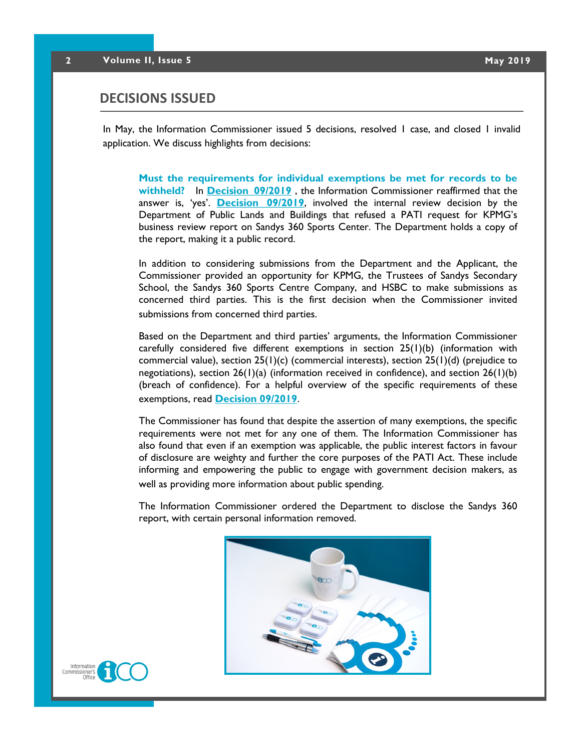## DECISIONS ISSUED

In May, the Information Commissioner issued 5 decisions, resolved 1 case, and closed 1 invalid application. We discuss highlights from decisions:

**Must the requirements for individual exemptions be met for records to be withheld?** In **Decision 09/2019**, the Information Commissioner reaffirmed that the answer is, 'yes'. **Decision 09/2019**, involved the internal review decision by the Department of Public Lands and Buildings that refused a PATI request for KPMG's business review report on Sandys 360 Sports Center. The Department holds a copy of the report, making it a public record.

In addition to considering submissions from the Department and the Applicant, the Commissioner provided an opportunity for KPMG, the Trustees of Sandys Secondary School, the Sandys 360 Sports Centre Company, and HSBC to make submissions as concerned third parties. This is the first decision when the Commissioner invited submissions from concerned third parties.

Based on the Department and third parties' arguments, the Information Commissioner carefully considered five different exemptions in section 25(1)(b) (information with commercial value), section 25(1)(c) (commercial interests), section 25(1)(d) (prejudice to negotiations), section 26(1)(a) (information received in confidence), and section 26(1)(b) (breach of confidence). For a helpful overview of the specific requirements of these exemptions, read **Decision 09/2019**.

The Commissioner has found that despite the assertion of many exemptions, the specific requirements were not met for any one of them. The Information Commissioner has also found that even if an exemption was applicable, the public interest factors in favour of disclosure are weighty and further the core purposes of the PATI Act. These include informing and empowering the public to engage with government decision makers, as well as providing more information about public spending.

The Information Commissioner ordered the Department to disclose the Sandys 360 report, with certain personal information removed.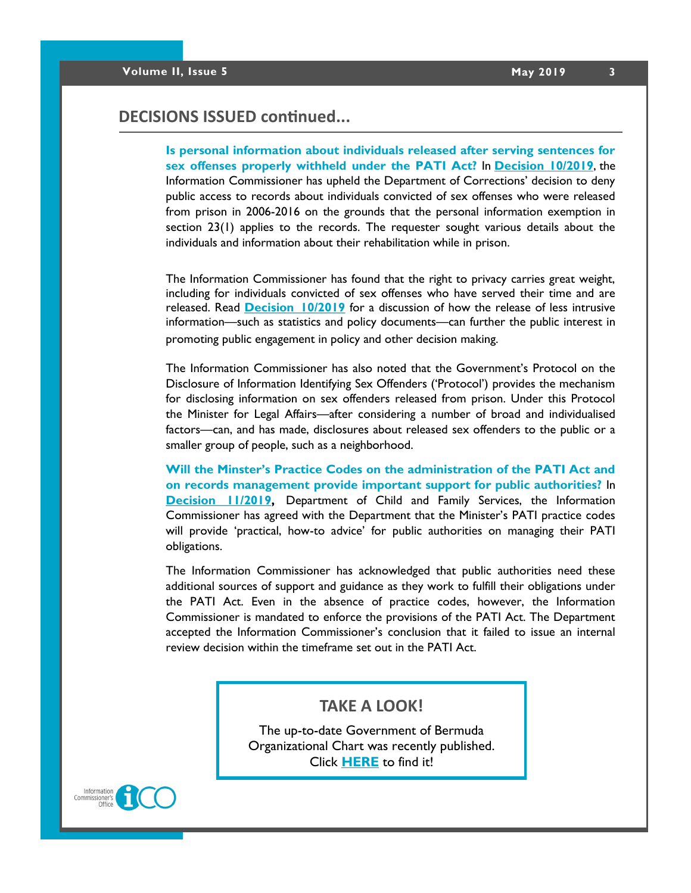## DECISIONS ISSUED continued...

**Is personal information about individuals released after serving sentences for sex offenses properly withheld under the PATI Act?** In **Decision 10/2019**, the Information Commissioner has upheld the Department of Corrections' decision to deny public access to records about individuals convicted of sex offenses who were released from prison in 2006-2016 on the grounds that the personal information exemption in section 23(1) applies to the records. The requester sought various details about the individuals and information about their rehabilitation while in prison.

The Information Commissioner has found that the right to privacy carries great weight, including for individuals convicted of sex offenses who have served their time and are released. Read **Decision 10/2019** for a discussion of how the release of less intrusive information—such as statistics and policy documents—can further the public interest in promoting public engagement in policy and other decision making.

The Information Commissioner has also noted that the Government's Protocol on the Disclosure of Information Identifying Sex Offenders ('Protocol') provides the mechanism for disclosing information on sex offenders released from prison. Under this Protocol the Minister for Legal Affairs—after considering a number of broad and individualised factors—can, and has made, disclosures about released sex offenders to the public or a smaller group of people, such as a neighborhood.

**Will the Minster's Practice Codes on the administration of the PATI Act and on records management provide important support for public authorities?** In **Decision 11/2019**, Department of Child and Family Services, the Information Commissioner has agreed with the Department that the Minister's PATI practice codes will provide 'practical, how-to advice' for public authorities on managing their PATI obligations.

The Information Commissioner has acknowledged that public authorities need these additional sources of support and guidance as they work to fulfill their obligations under the PATI Act. Even in the absence of practice codes, however, the Information Commissioner is mandated to enforce the provisions of the PATI Act. The Department accepted the Information Commissioner's conclusion that it failed to issue an internal review decision within the timeframe set out in the PATI Act.

### TAKE A LOOK!

The up-to-date Government of Bermuda Organizational Chart was recently published. Click **HERE** to find it!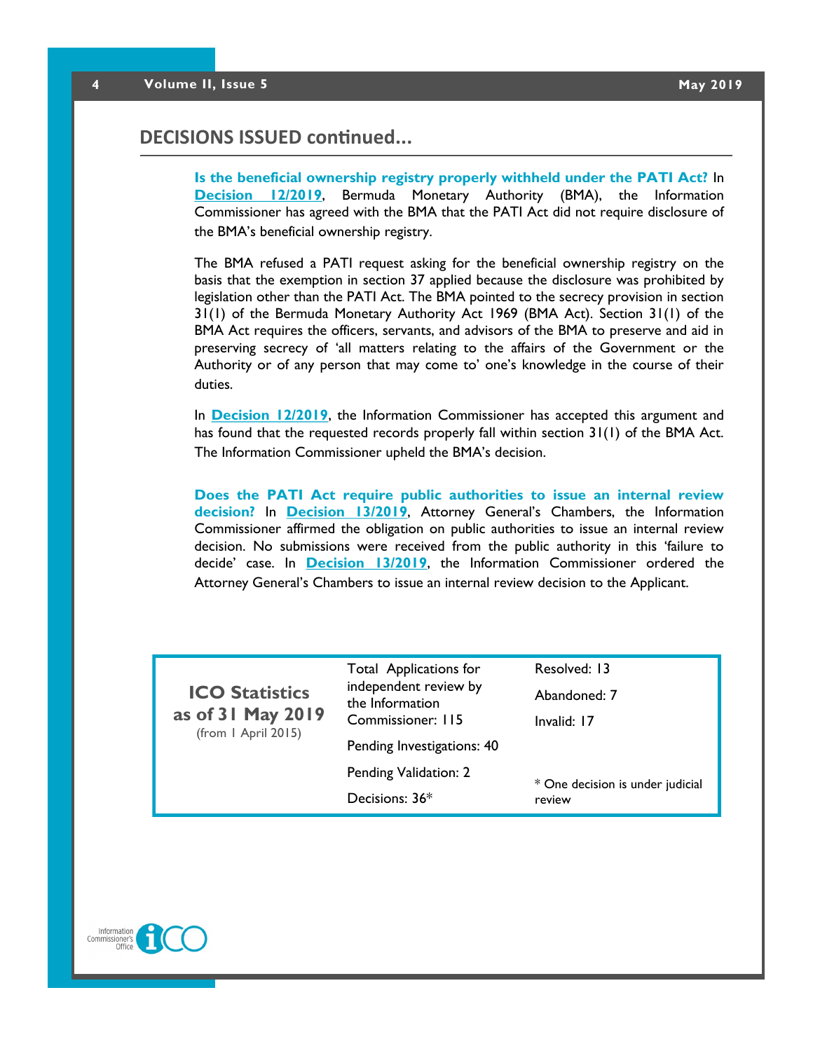## DECISIONS ISSUED continued...

**Is the beneficial ownership registry properly withheld under the PATI Act?** In **Decision 12/2019**, Bermuda Monetary Authority (BMA), the Information Commissioner has agreed with the BMA that the PATI Act did not require disclosure of the BMA's beneficial ownership registry.

The BMA refused a PATI request asking for the beneficial ownership registry on the basis that the exemption in section 37 applied because the disclosure was prohibited by legislation other than the PATI Act. The BMA pointed to the secrecy provision in section 31(1) of the Bermuda Monetary Authority Act 1969 (BMA Act). Section 31(1) of the BMA Act requires the officers, servants, and advisors of the BMA to preserve and aid in preserving secrecy of 'all matters relating to the affairs of the Government or the Authority or of any person that may come to' one's knowledge in the course of their duties.

In **Decision 12/2019**, the Information Commissioner has accepted this argument and has found that the requested records properly fall within section 31(1) of the BMA Act. The Information Commissioner upheld the BMA's decision.

**Does the PATI Act require public authorities to issue an internal review decision?** In **Decision 13/2019**, Attorney General's Chambers, the Information Commissioner affirmed the obligation on public authorities to issue an internal review decision. No submissions were received from the public authority in this 'failure to decide' case. In **Decision 13/2019**, the Information Commissioner ordered the Attorney General's Chambers to issue an internal review decision to the Applicant.

**ICO Statistics as of 31 May 2019**
(from 1 April 2015)

- Total Applications for independent review by the Information Commissioner: 115
- Pending Investigations: 40
- Pending Validation: 2
- Decisions: 36*
- Resolved: 13
- Abandoned: 7
- Invalid: 17

\* One decision is under judicial review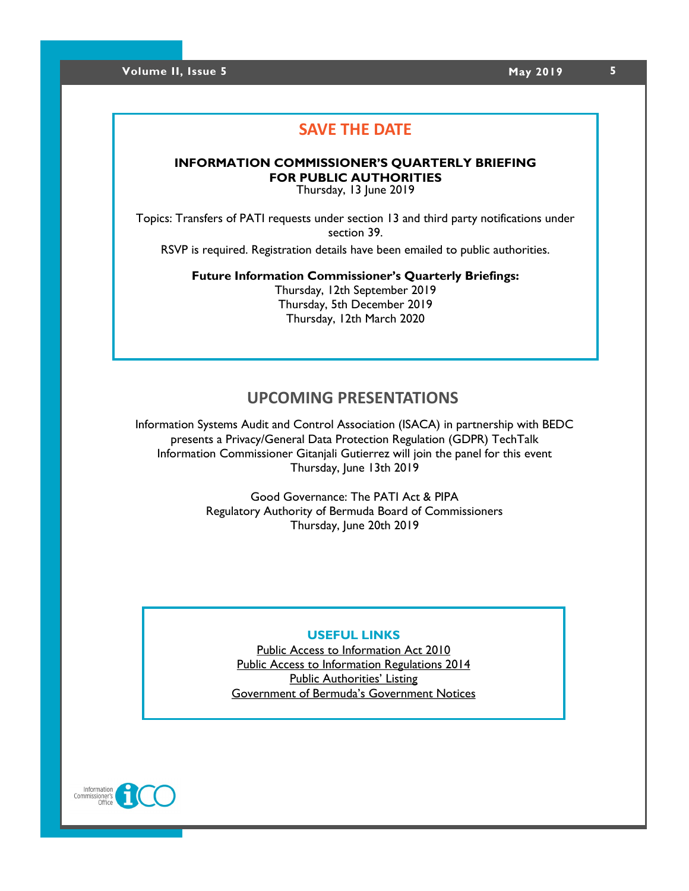## SAVE THE DATE

**INFORMATION COMMISSIONER'S QUARTERLY BRIEFING FOR PUBLIC AUTHORITIES**

Thursday, 13 June 2019

Topics: Transfers of PATI requests under section 13 and third party notifications under section 39.

RSVP is required. Registration details have been emailed to public authorities.

**Future Information Commissioner's Quarterly Briefings:**

Thursday, 12th September 2019
Thursday, 5th December 2019
Thursday, 12th March 2020

## UPCOMING PRESENTATIONS

Information Systems Audit and Control Association (ISACA) in partnership with BEDC presents a Privacy/General Data Protection Regulation (GDPR) TechTalk
Information Commissioner Gitanjali Gutierrez will join the panel for this event
Thursday, June 13th 2019

Good Governance: The PATI Act & PIPA
Regulatory Authority of Bermuda Board of Commissioners
Thursday, June 20th 2019

## USEFUL LINKS

Public Access to Information Act 2010
Public Access to Information Regulations 2014
Public Authorities' Listing
Government of Bermuda's Government Notices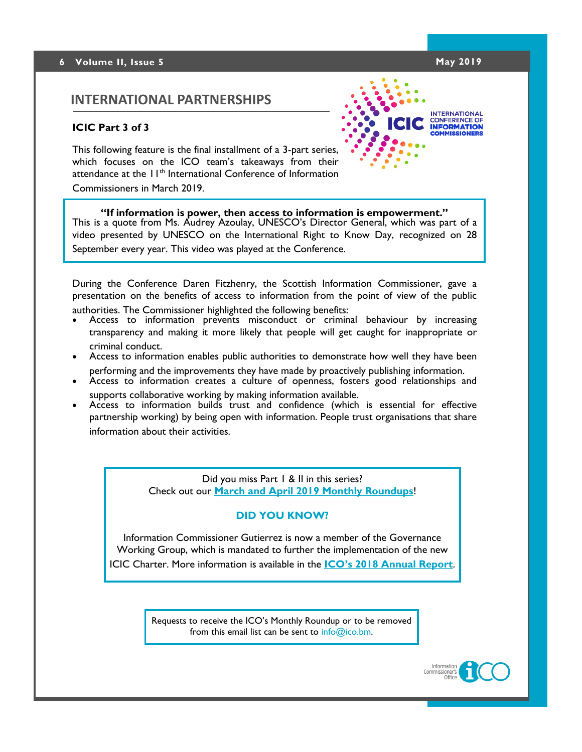## INTERNATIONAL PARTNERSHIPS

**ICIC Part 3 of 3**

This following feature is the final installment of a 3-part series, which focuses on the ICO team's takeaways from their attendance at the 11th International Conference of Information Commissioners in March 2019.

> **"If information is power, then access to information is empowerment."**
> This is a quote from Ms. Audrey Azoulay, UNESCO's Director General, which was part of a video presented by UNESCO on the International Right to Know Day, recognized on 28 September every year. This video was played at the Conference.

During the Conference Daren Fitzhenry, the Scottish Information Commissioner, gave a presentation on the benefits of access to information from the point of view of the public authorities. The Commissioner highlighted the following benefits:

- Access to information prevents misconduct or criminal behaviour by increasing transparency and making it more likely that people will get caught for inappropriate or criminal conduct.
- Access to information enables public authorities to demonstrate how well they have been performing and the improvements they have made by proactively publishing information.
- Access to information creates a culture of openness, fosters good relationships and supports collaborative working by making information available.
- Access to information builds trust and confidence (which is essential for effective partnership working) by being open with information. People trust organisations that share information about their activities.

Did you miss Part I & II in this series?
Check out our **March and April 2019 Monthly Roundups**!

**DID YOU KNOW?**

Information Commissioner Gutierrez is now a member of the Governance Working Group, which is mandated to further the implementation of the new ICIC Charter. More information is available in the **ICO's 2018 Annual Report**.

Requests to receive the ICO's Monthly Roundup or to be removed from this email list can be sent to info@ico.bm.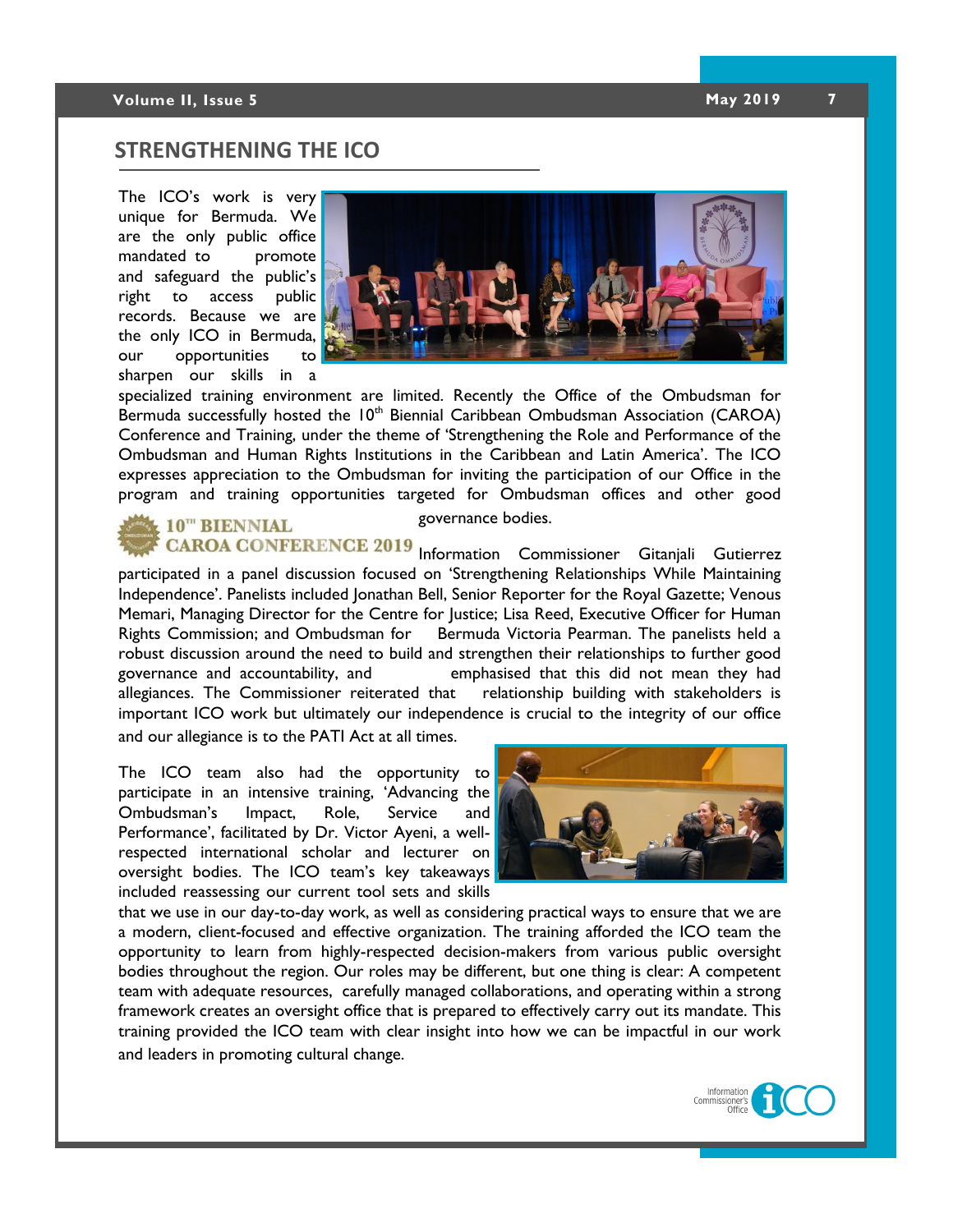## STRENGTHENING THE ICO

The ICO's work is very unique for Bermuda. We are the only public office mandated to promote and safeguard the public's right to access public records. Because we are the only ICO in Bermuda, our opportunities to sharpen our skills in a specialized training environment are limited. Recently the Office of the Ombudsman for Bermuda successfully hosted the 10th Biennial Caribbean Ombudsman Association (CAROA) Conference and Training, under the theme of 'Strengthening the Role and Performance of the Ombudsman and Human Rights Institutions in the Caribbean and Latin America'. The ICO expresses appreciation to the Ombudsman for inviting the participation of our Office in the program and training opportunities targeted for Ombudsman offices and other good governance bodies.

**10TH BIENNIAL CAROA CONFERENCE 2019**

Information Commissioner Gitanjali Gutierrez participated in a panel discussion focused on 'Strengthening Relationships While Maintaining Independence'. Panelists included Jonathan Bell, Senior Reporter for the Royal Gazette; Venous Memari, Managing Director for the Centre for Justice; Lisa Reed, Executive Officer for Human Rights Commission; and Ombudsman for Bermuda Victoria Pearman. The panelists held a robust discussion around the need to build and strengthen their relationships to further good governance and accountability, and emphasised that this did not mean they had allegiances. The Commissioner reiterated that relationship building with stakeholders is important ICO work but ultimately our independence is crucial to the integrity of our office and our allegiance is to the PATI Act at all times.

The ICO team also had the opportunity to participate in an intensive training, 'Advancing the Ombudsman's Impact, Role, Service and Performance', facilitated by Dr. Victor Ayeni, a well-respected international scholar and lecturer on oversight bodies. The ICO team's key takeaways included reassessing our current tool sets and skills that we use in our day-to-day work, as well as considering practical ways to ensure that we are a modern, client-focused and effective organization. The training afforded the ICO team the opportunity to learn from highly-respected decision-makers from various public oversight bodies throughout the region. Our roles may be different, but one thing is clear: A competent team with adequate resources, carefully managed collaborations, and operating within a strong framework creates an oversight office that is prepared to effectively carry out its mandate. This training provided the ICO team with clear insight into how we can be impactful in our work and leaders in promoting cultural change.